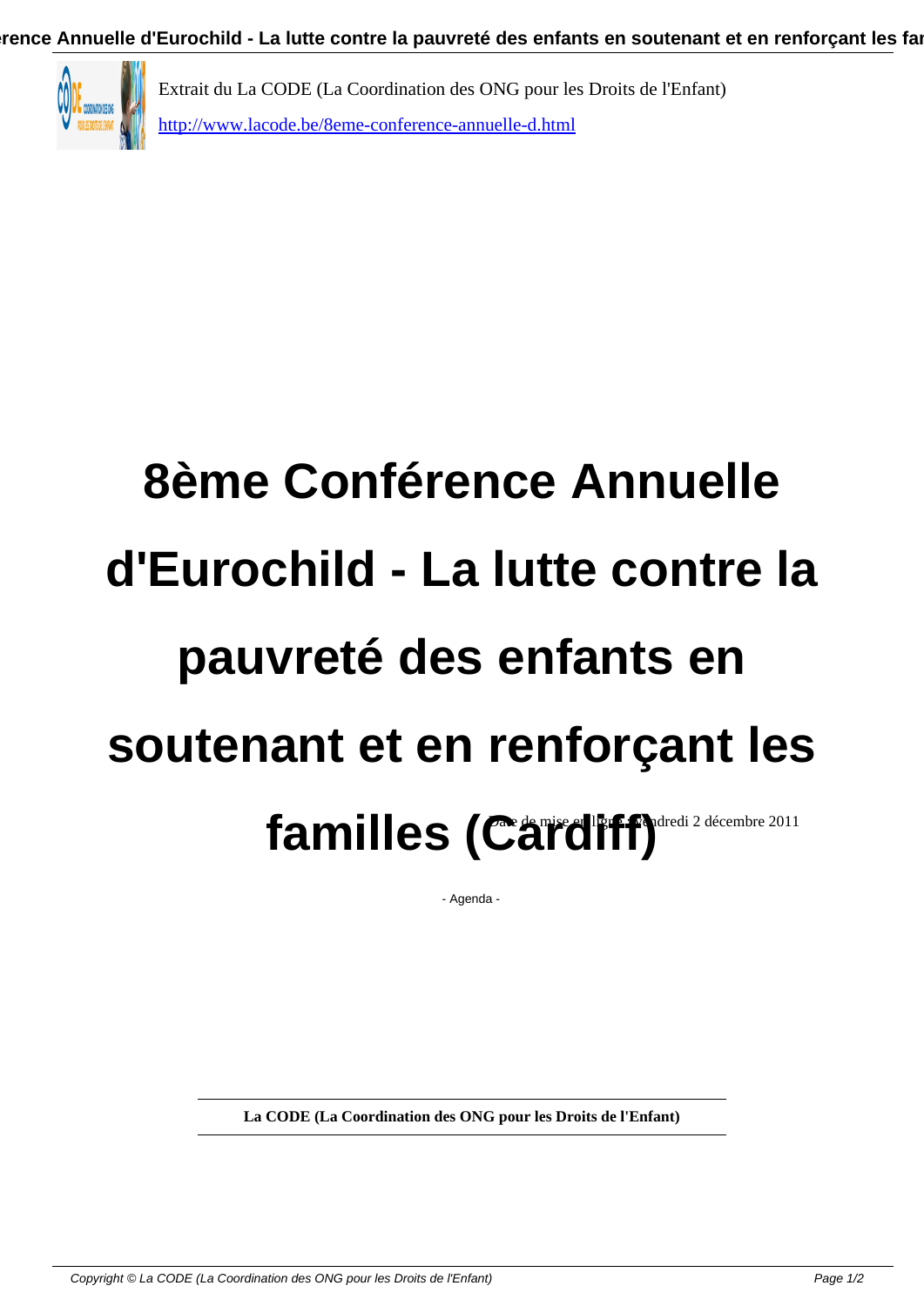Extrait du La CODE (La Coordination des ONG pour les Droits de l'Enfant)

http://www.lacode.be/8eme-conference-annuelle-d.html

# 8ème Conférence Annuelle d'Eurochild - La lutte contre la pauvreté des enfants en soutenant et en renforçant les familles (Cardiff)

Date de mise en ligne : vendredi 2 décembre 2011

- Agenda -

**La CODE (La Coordination des ONG pour les Droits de l'Enfant)**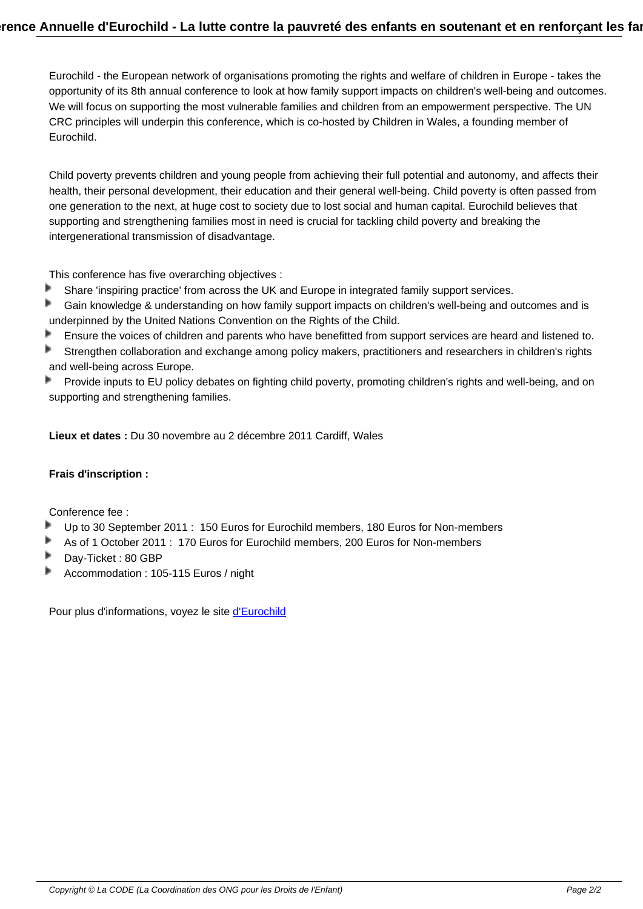Eurochild - the European network of organisations promoting the rights and welfare of children in Europe - takes the opportunity of its 8th annual conference to look at how family support impacts on children's well-being and outcomes. We will focus on supporting the most vulnerable families and children from an empowerment perspective. The UN CRC principles will underpin this conference, which is co-hosted by Children in Wales, a founding member of Eurochild.

Child poverty prevents children and young people from achieving their full potential and autonomy, and affects their health, their personal development, their education and their general well-being. Child poverty is often passed from one generation to the next, at huge cost to society due to lost social and human capital. Eurochild believes that supporting and strengthening families most in need is crucial for tackling child poverty and breaking the intergenerational transmission of disadvantage.

This conference has five overarching objectives :

- Share 'inspiring practice' from across the UK and Europe in integrated family support services.
- Gain knowledge & understanding on how family support impacts on children's well-being and outcomes and is underpinned by the United Nations Convention on the Rights of the Child.
- Ensure the voices of children and parents who have benefitted from support services are heard and listened to.
- Strengthen collaboration and exchange among policy makers, practitioners and researchers in children's rights and well-being across Europe.
- Provide inputs to EU policy debates on fighting child poverty, promoting children's rights and well-being, and on supporting and strengthening families.

**Lieux et dates :** Du 30 novembre au 2 décembre 2011 Cardiff, Wales

**Frais d'inscription :**

Conference fee :

- Up to 30 September 2011 : 150 Euros for Eurochild members, 180 Euros for Non-members
- As of 1 October 2011 : 170 Euros for Eurochild members, 200 Euros for Non-members
- Day-Ticket : 80 GBP
- Accommodation : 105-115 Euros / night

Pour plus d'informations, voyez le site d'Eurochild